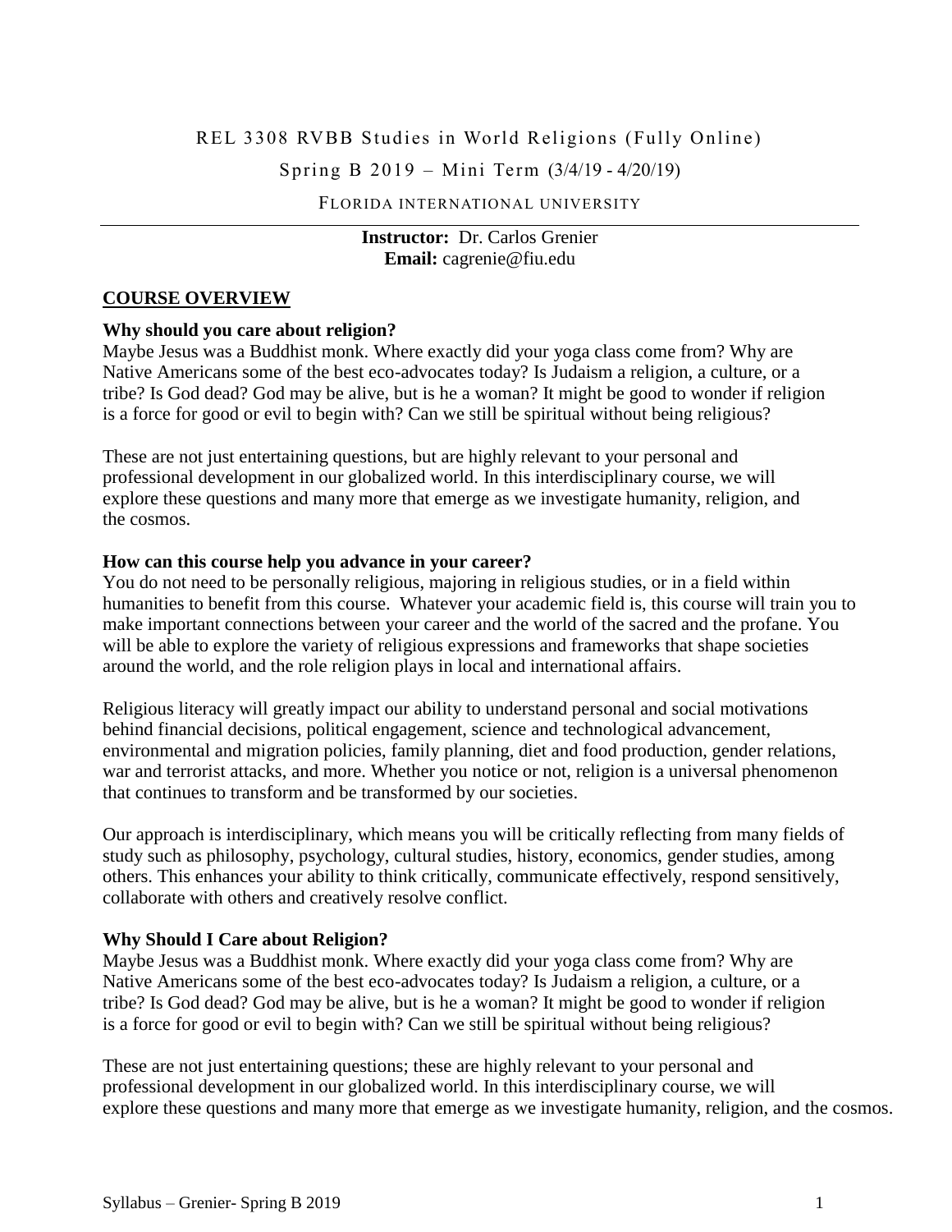REL 3308 RVBB Studies in World Religions (Fully Online)

Spring B 2019 – Mini Term (3/4/19 - 4/20/19)

FLORIDA INTERNATIONAL UNIVERSITY

**Instructor:** Dr. Carlos Grenier
**Email:** cagrenie@fiu.edu

## COURSE OVERVIEW

### Why should you care about religion?

Maybe Jesus was a Buddhist monk. Where exactly did your yoga class come from? Why are Native Americans some of the best eco-advocates today? Is Judaism a religion, a culture, or a tribe? Is God dead? God may be alive, but is he a woman? It might be good to wonder if religion is a force for good or evil to begin with? Can we still be spiritual without being religious?

These are not just entertaining questions, but are highly relevant to your personal and professional development in our globalized world. In this interdisciplinary course, we will explore these questions and many more that emerge as we investigate humanity, religion, and the cosmos.

### How can this course help you advance in your career?

You do not need to be personally religious, majoring in religious studies, or in a field within humanities to benefit from this course. Whatever your academic field is, this course will train you to make important connections between your career and the world of the sacred and the profane. You will be able to explore the variety of religious expressions and frameworks that shape societies around the world, and the role religion plays in local and international affairs.

Religious literacy will greatly impact our ability to understand personal and social motivations behind financial decisions, political engagement, science and technological advancement, environmental and migration policies, family planning, diet and food production, gender relations, war and terrorist attacks, and more. Whether you notice or not, religion is a universal phenomenon that continues to transform and be transformed by our societies.

Our approach is interdisciplinary, which means you will be critically reflecting from many fields of study such as philosophy, psychology, cultural studies, history, economics, gender studies, among others. This enhances your ability to think critically, communicate effectively, respond sensitively, collaborate with others and creatively resolve conflict.

### Why Should I Care about Religion?

Maybe Jesus was a Buddhist monk. Where exactly did your yoga class come from? Why are Native Americans some of the best eco-advocates today? Is Judaism a religion, a culture, or a tribe? Is God dead? God may be alive, but is he a woman? It might be good to wonder if religion is a force for good or evil to begin with? Can we still be spiritual without being religious?

These are not just entertaining questions; these are highly relevant to your personal and professional development in our globalized world. In this interdisciplinary course, we will explore these questions and many more that emerge as we investigate humanity, religion, and the cosmos.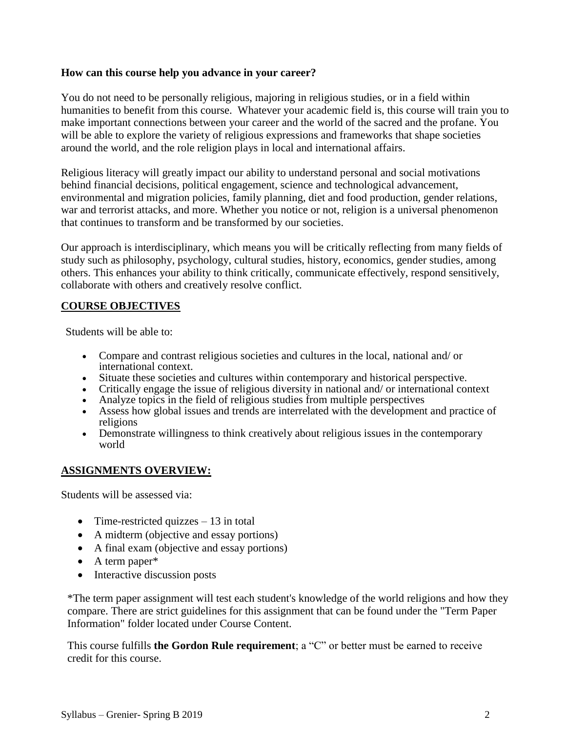**How can this course help you advance in your career?**

You do not need to be personally religious, majoring in religious studies, or in a field within humanities to benefit from this course. Whatever your academic field is, this course will train you to make important connections between your career and the world of the sacred and the profane. You will be able to explore the variety of religious expressions and frameworks that shape societies around the world, and the role religion plays in local and international affairs.

Religious literacy will greatly impact our ability to understand personal and social motivations behind financial decisions, political engagement, science and technological advancement, environmental and migration policies, family planning, diet and food production, gender relations, war and terrorist attacks, and more. Whether you notice or not, religion is a universal phenomenon that continues to transform and be transformed by our societies.

Our approach is interdisciplinary, which means you will be critically reflecting from many fields of study such as philosophy, psychology, cultural studies, history, economics, gender studies, among others. This enhances your ability to think critically, communicate effectively, respond sensitively, collaborate with others and creatively resolve conflict.

## COURSE OBJECTIVES

Students will be able to:

- Compare and contrast religious societies and cultures in the local, national and/ or international context.
- Situate these societies and cultures within contemporary and historical perspective.
- Critically engage the issue of religious diversity in national and/ or international context
- Analyze topics in the field of religious studies from multiple perspectives
- Assess how global issues and trends are interrelated with the development and practice of religions
- Demonstrate willingness to think creatively about religious issues in the contemporary world

## ASSIGNMENTS OVERVIEW:

Students will be assessed via:

- Time-restricted quizzes – 13 in total
- A midterm (objective and essay portions)
- A final exam (objective and essay portions)
- A term paper*
- Interactive discussion posts

*The term paper assignment will test each student's knowledge of the world religions and how they compare. There are strict guidelines for this assignment that can be found under the "Term Paper Information" folder located under Course Content.

This course fulfills **the Gordon Rule requirement**; a "C" or better must be earned to receive credit for this course.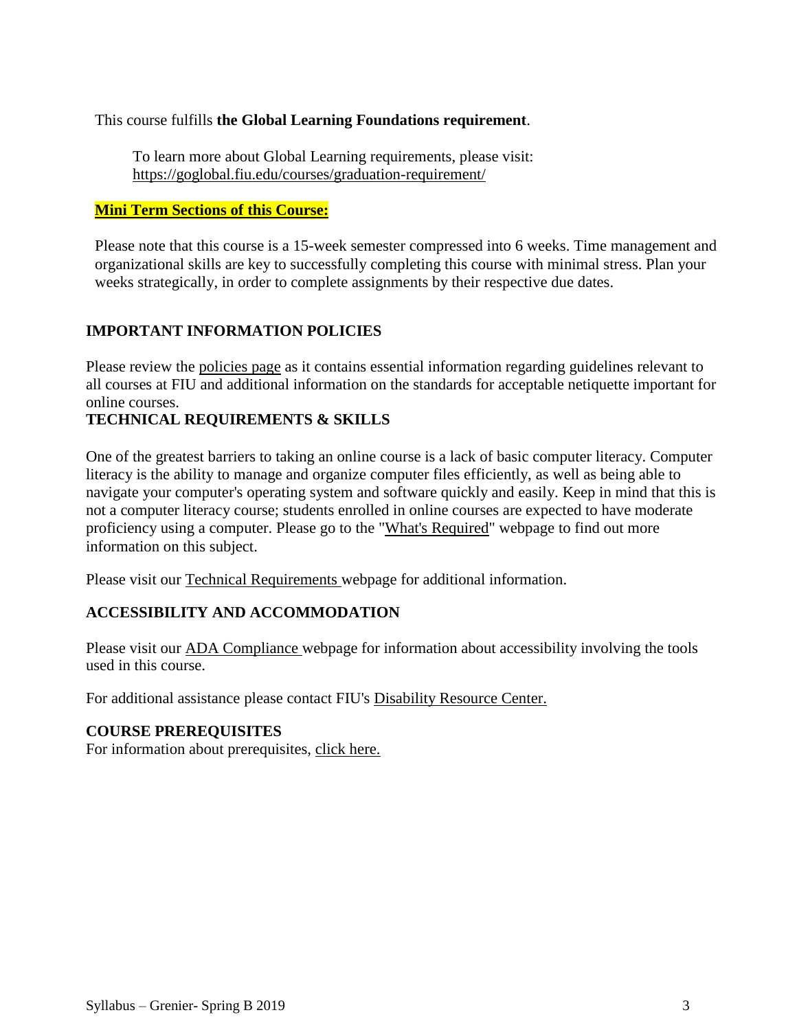This course fulfills **the Global Learning Foundations requirement**.

To learn more about Global Learning requirements, please visit: https://goglobal.fiu.edu/courses/graduation-requirement/

**Mini Term Sections of this Course:**

Please note that this course is a 15-week semester compressed into 6 weeks. Time management and organizational skills are key to successfully completing this course with minimal stress. Plan your weeks strategically, in order to complete assignments by their respective due dates.

## IMPORTANT INFORMATION POLICIES

Please review the policies page as it contains essential information regarding guidelines relevant to all courses at FIU and additional information on the standards for acceptable netiquette important for online courses.

## TECHNICAL REQUIREMENTS & SKILLS

One of the greatest barriers to taking an online course is a lack of basic computer literacy. Computer literacy is the ability to manage and organize computer files efficiently, as well as being able to navigate your computer's operating system and software quickly and easily. Keep in mind that this is not a computer literacy course; students enrolled in online courses are expected to have moderate proficiency using a computer. Please go to the "What's Required" webpage to find out more information on this subject.

Please visit our Technical Requirements webpage for additional information.

## ACCESSIBILITY AND ACCOMMODATION

Please visit our ADA Compliance webpage for information about accessibility involving the tools used in this course.

For additional assistance please contact FIU's Disability Resource Center.

## COURSE PREREQUISITES

For information about prerequisites, click here.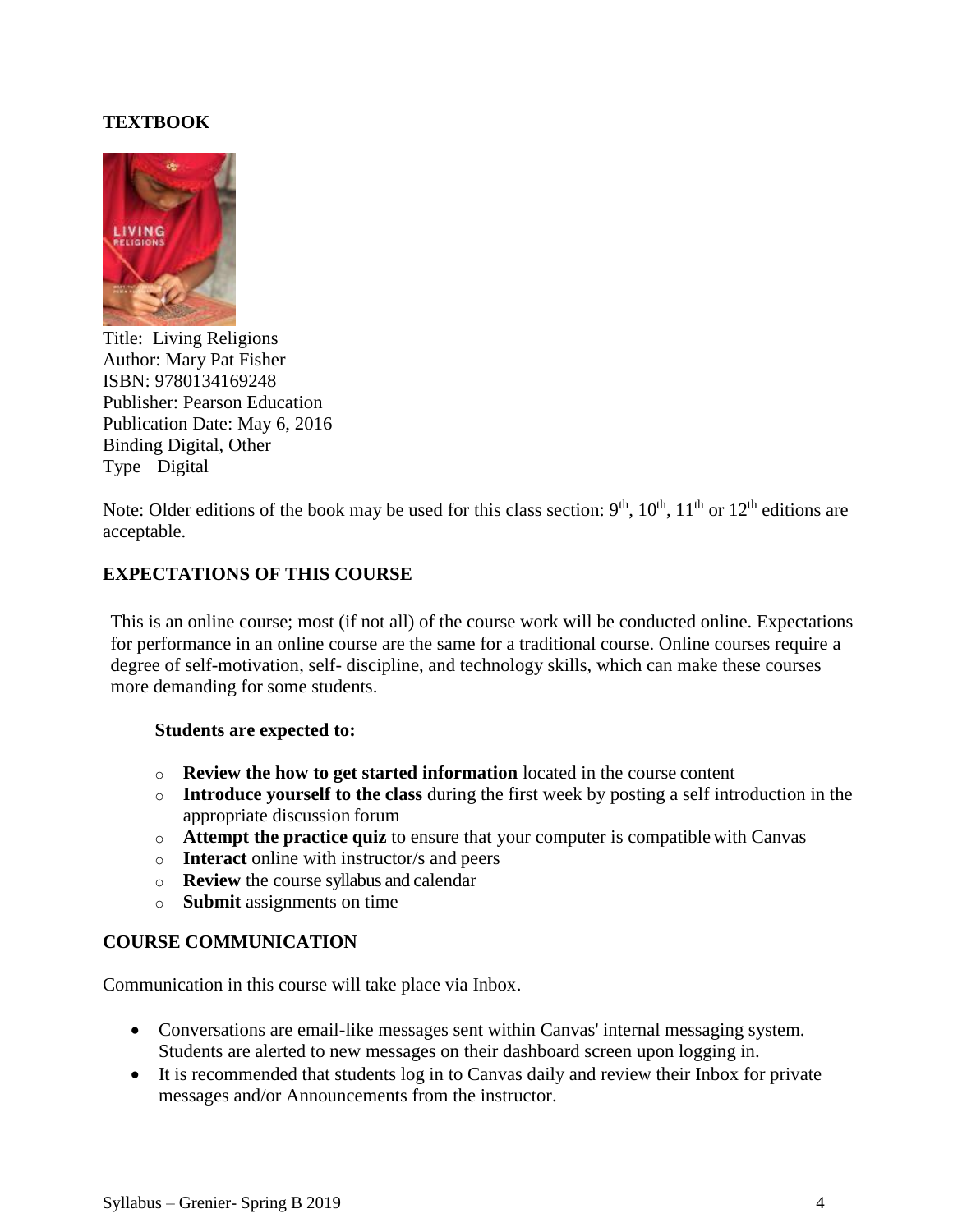**TEXTBOOK**

Title: Living Religions
Author: Mary Pat Fisher
ISBN: 9780134169248
Publisher: Pearson Education
Publication Date: May 6, 2016
Binding Digital, Other
Type Digital

Note: Older editions of the book may be used for this class section: 9th, 10th, 11th or 12th editions are acceptable.

**EXPECTATIONS OF THIS COURSE**

This is an online course; most (if not all) of the course work will be conducted online. Expectations for performance in an online course are the same for a traditional course. Online courses require a degree of self-motivation, self- discipline, and technology skills, which can make these courses more demanding for some students.

**Students are expected to:**

- **Review the how to get started information** located in the course content
- **Introduce yourself to the class** during the first week by posting a self introduction in the appropriate discussion forum
- **Attempt the practice quiz** to ensure that your computer is compatible with Canvas
- **Interact** online with instructor/s and peers
- **Review** the course syllabus and calendar
- **Submit** assignments on time

**COURSE COMMUNICATION**

Communication in this course will take place via Inbox.

- Conversations are email-like messages sent within Canvas' internal messaging system. Students are alerted to new messages on their dashboard screen upon logging in.
- It is recommended that students log in to Canvas daily and review their Inbox for private messages and/or Announcements from the instructor.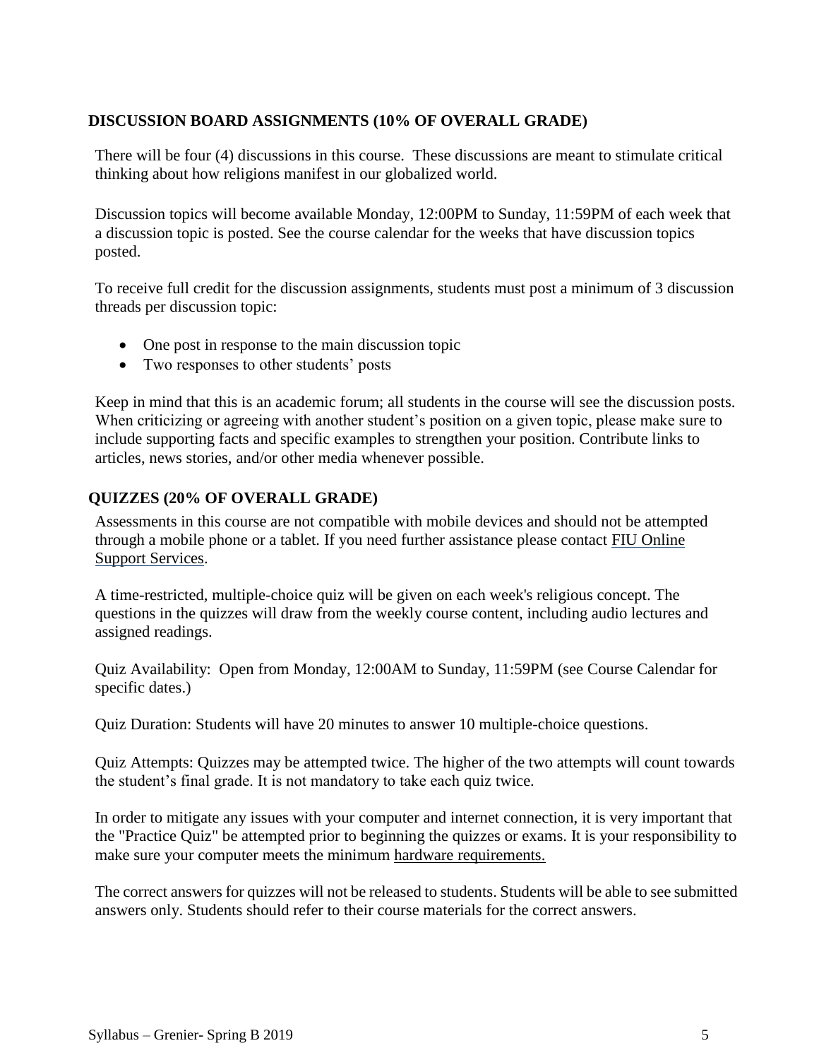### DISCUSSION BOARD ASSIGNMENTS (10% OF OVERALL GRADE)

There will be four (4) discussions in this course. These discussions are meant to stimulate critical thinking about how religions manifest in our globalized world.

Discussion topics will become available Monday, 12:00PM to Sunday, 11:59PM of each week that a discussion topic is posted. See the course calendar for the weeks that have discussion topics posted.

To receive full credit for the discussion assignments, students must post a minimum of 3 discussion threads per discussion topic:

- One post in response to the main discussion topic
- Two responses to other students' posts

Keep in mind that this is an academic forum; all students in the course will see the discussion posts. When criticizing or agreeing with another student's position on a given topic, please make sure to include supporting facts and specific examples to strengthen your position. Contribute links to articles, news stories, and/or other media whenever possible.

### QUIZZES (20% OF OVERALL GRADE)

Assessments in this course are not compatible with mobile devices and should not be attempted through a mobile phone or a tablet. If you need further assistance please contact FIU Online Support Services.

A time-restricted, multiple-choice quiz will be given on each week's religious concept. The questions in the quizzes will draw from the weekly course content, including audio lectures and assigned readings.

Quiz Availability: Open from Monday, 12:00AM to Sunday, 11:59PM (see Course Calendar for specific dates.)

Quiz Duration: Students will have 20 minutes to answer 10 multiple-choice questions.

Quiz Attempts: Quizzes may be attempted twice. The higher of the two attempts will count towards the student's final grade. It is not mandatory to take each quiz twice.

In order to mitigate any issues with your computer and internet connection, it is very important that the "Practice Quiz" be attempted prior to beginning the quizzes or exams. It is your responsibility to make sure your computer meets the minimum hardware requirements.

The correct answers for quizzes will not be released to students. Students will be able to see submitted answers only. Students should refer to their course materials for the correct answers.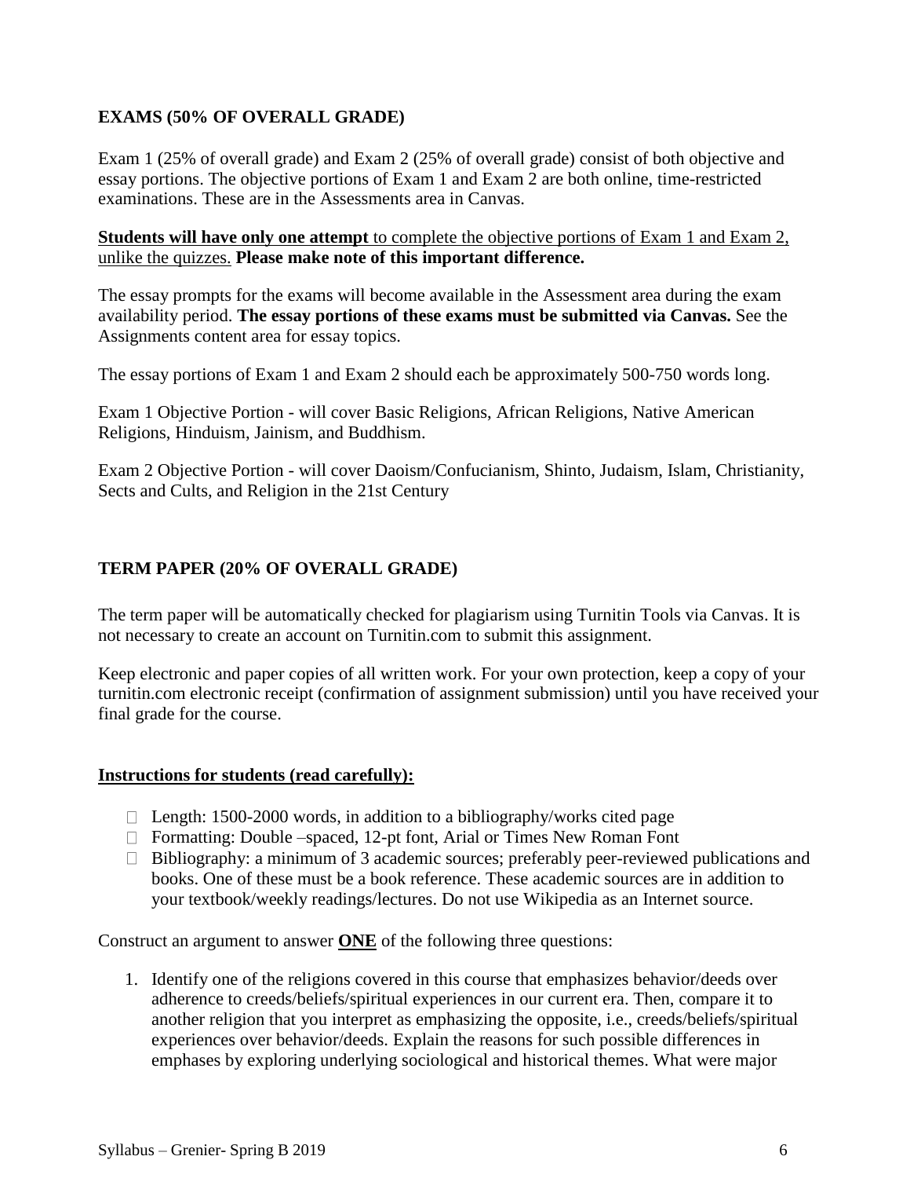**EXAMS (50% OF OVERALL GRADE)**

Exam 1 (25% of overall grade) and Exam 2 (25% of overall grade) consist of both objective and essay portions. The objective portions of Exam 1 and Exam 2 are both online, time-restricted examinations. These are in the Assessments area in Canvas.

**Students will have only one attempt** to complete the objective portions of Exam 1 and Exam 2, unlike the quizzes. **Please make note of this important difference.**

The essay prompts for the exams will become available in the Assessment area during the exam availability period. **The essay portions of these exams must be submitted via Canvas.** See the Assignments content area for essay topics.

The essay portions of Exam 1 and Exam 2 should each be approximately 500-750 words long.

Exam 1 Objective Portion - will cover Basic Religions, African Religions, Native American Religions, Hinduism, Jainism, and Buddhism.

Exam 2 Objective Portion - will cover Daoism/Confucianism, Shinto, Judaism, Islam, Christianity, Sects and Cults, and Religion in the 21st Century

**TERM PAPER (20% OF OVERALL GRADE)**

The term paper will be automatically checked for plagiarism using Turnitin Tools via Canvas. It is not necessary to create an account on Turnitin.com to submit this assignment.

Keep electronic and paper copies of all written work. For your own protection, keep a copy of your turnitin.com electronic receipt (confirmation of assignment submission) until you have received your final grade for the course.

**Instructions for students (read carefully):**

- Length: 1500-2000 words, in addition to a bibliography/works cited page
- Formatting: Double –spaced, 12-pt font, Arial or Times New Roman Font
- Bibliography: a minimum of 3 academic sources; preferably peer-reviewed publications and books. One of these must be a book reference. These academic sources are in addition to your textbook/weekly readings/lectures. Do not use Wikipedia as an Internet source.

Construct an argument to answer **ONE** of the following three questions:

1. Identify one of the religions covered in this course that emphasizes behavior/deeds over adherence to creeds/beliefs/spiritual experiences in our current era. Then, compare it to another religion that you interpret as emphasizing the opposite, i.e., creeds/beliefs/spiritual experiences over behavior/deeds. Explain the reasons for such possible differences in emphases by exploring underlying sociological and historical themes. What were major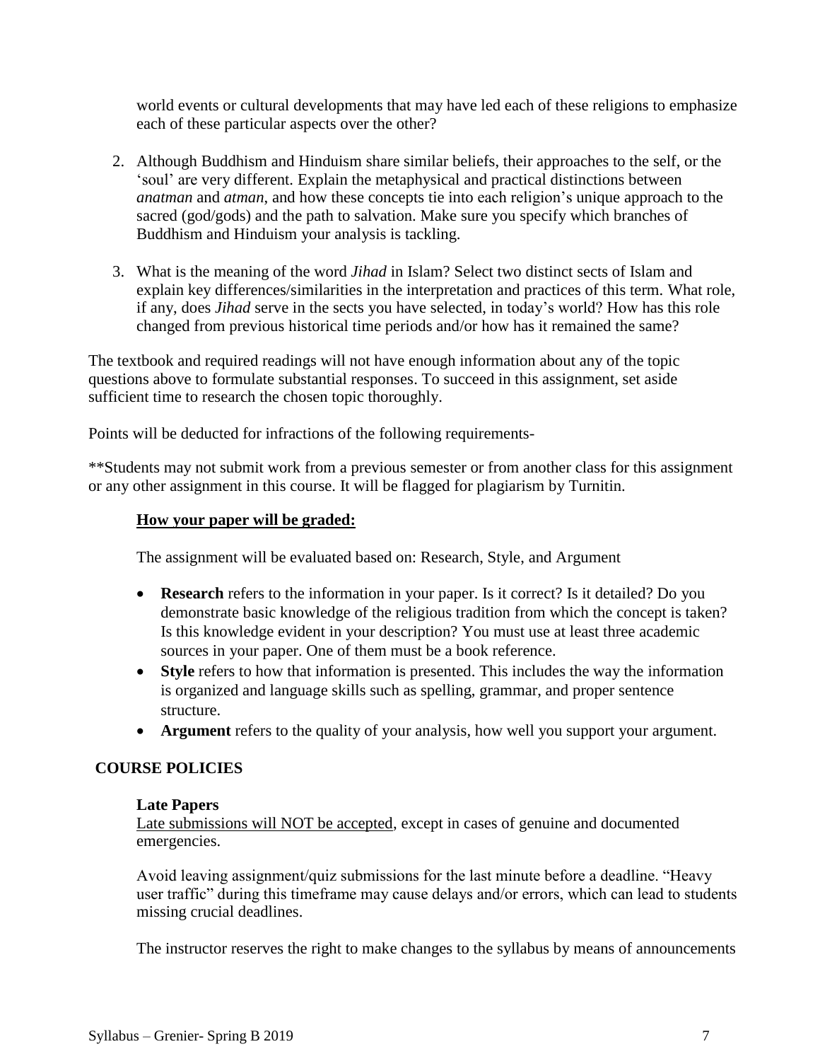world events or cultural developments that may have led each of these religions to emphasize each of these particular aspects over the other?

2. Although Buddhism and Hinduism share similar beliefs, their approaches to the self, or the 'soul' are very different. Explain the metaphysical and practical distinctions between *anatman* and *atman*, and how these concepts tie into each religion's unique approach to the sacred (god/gods) and the path to salvation. Make sure you specify which branches of Buddhism and Hinduism your analysis is tackling.

3. What is the meaning of the word *Jihad* in Islam? Select two distinct sects of Islam and explain key differences/similarities in the interpretation and practices of this term. What role, if any, does *Jihad* serve in the sects you have selected, in today's world? How has this role changed from previous historical time periods and/or how has it remained the same?

The textbook and required readings will not have enough information about any of the topic questions above to formulate substantial responses. To succeed in this assignment, set aside sufficient time to research the chosen topic thoroughly.

Points will be deducted for infractions of the following requirements-

**Students may not submit work from a previous semester or from another class for this assignment or any other assignment in this course. It will be flagged for plagiarism by Turnitin.

### How your paper will be graded:

The assignment will be evaluated based on: Research, Style, and Argument

- **Research** refers to the information in your paper. Is it correct? Is it detailed? Do you demonstrate basic knowledge of the religious tradition from which the concept is taken? Is this knowledge evident in your description? You must use at least three academic sources in your paper. One of them must be a book reference.
- **Style** refers to how that information is presented. This includes the way the information is organized and language skills such as spelling, grammar, and proper sentence structure.
- **Argument** refers to the quality of your analysis, how well you support your argument.

## COURSE POLICIES

### Late Papers

Late submissions will NOT be accepted, except in cases of genuine and documented emergencies.

Avoid leaving assignment/quiz submissions for the last minute before a deadline. "Heavy user traffic" during this timeframe may cause delays and/or errors, which can lead to students missing crucial deadlines.

The instructor reserves the right to make changes to the syllabus by means of announcements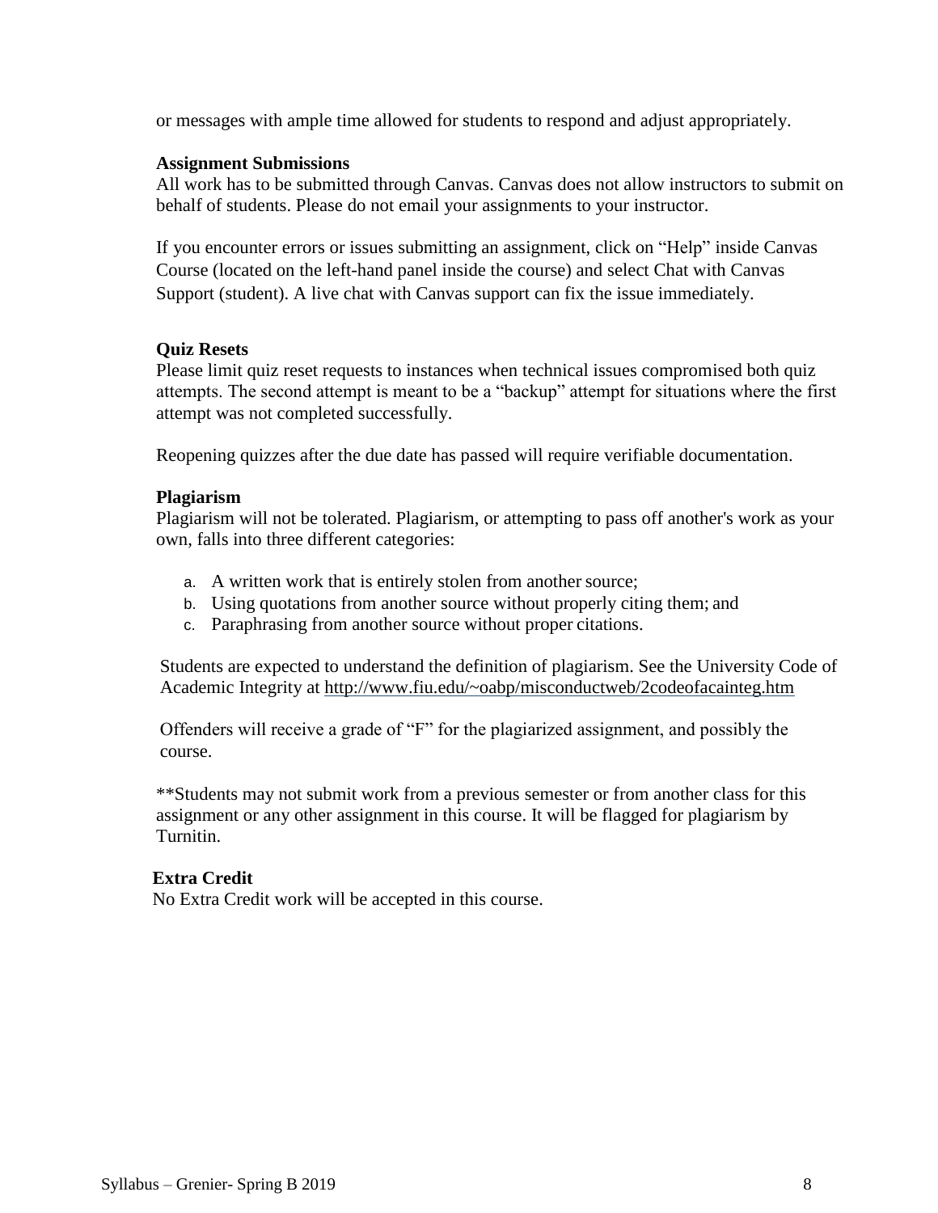or messages with ample time allowed for students to respond and adjust appropriately.

**Assignment Submissions**

All work has to be submitted through Canvas. Canvas does not allow instructors to submit on behalf of students. Please do not email your assignments to your instructor.

If you encounter errors or issues submitting an assignment, click on "Help" inside Canvas Course (located on the left-hand panel inside the course) and select Chat with Canvas Support (student). A live chat with Canvas support can fix the issue immediately.

**Quiz Resets**

Please limit quiz reset requests to instances when technical issues compromised both quiz attempts. The second attempt is meant to be a "backup" attempt for situations where the first attempt was not completed successfully.

Reopening quizzes after the due date has passed will require verifiable documentation.

**Plagiarism**

Plagiarism will not be tolerated. Plagiarism, or attempting to pass off another's work as your own, falls into three different categories:

a. A written work that is entirely stolen from another source;
b. Using quotations from another source without properly citing them; and
c. Paraphrasing from another source without proper citations.

Students are expected to understand the definition of plagiarism. See the University Code of Academic Integrity at http://www.fiu.edu/~oabp/misconductweb/2codeofacainteg.htm

Offenders will receive a grade of "F" for the plagiarized assignment, and possibly the course.

**Students may not submit work from a previous semester or from another class for this assignment or any other assignment in this course. It will be flagged for plagiarism by Turnitin.

**Extra Credit**

No Extra Credit work will be accepted in this course.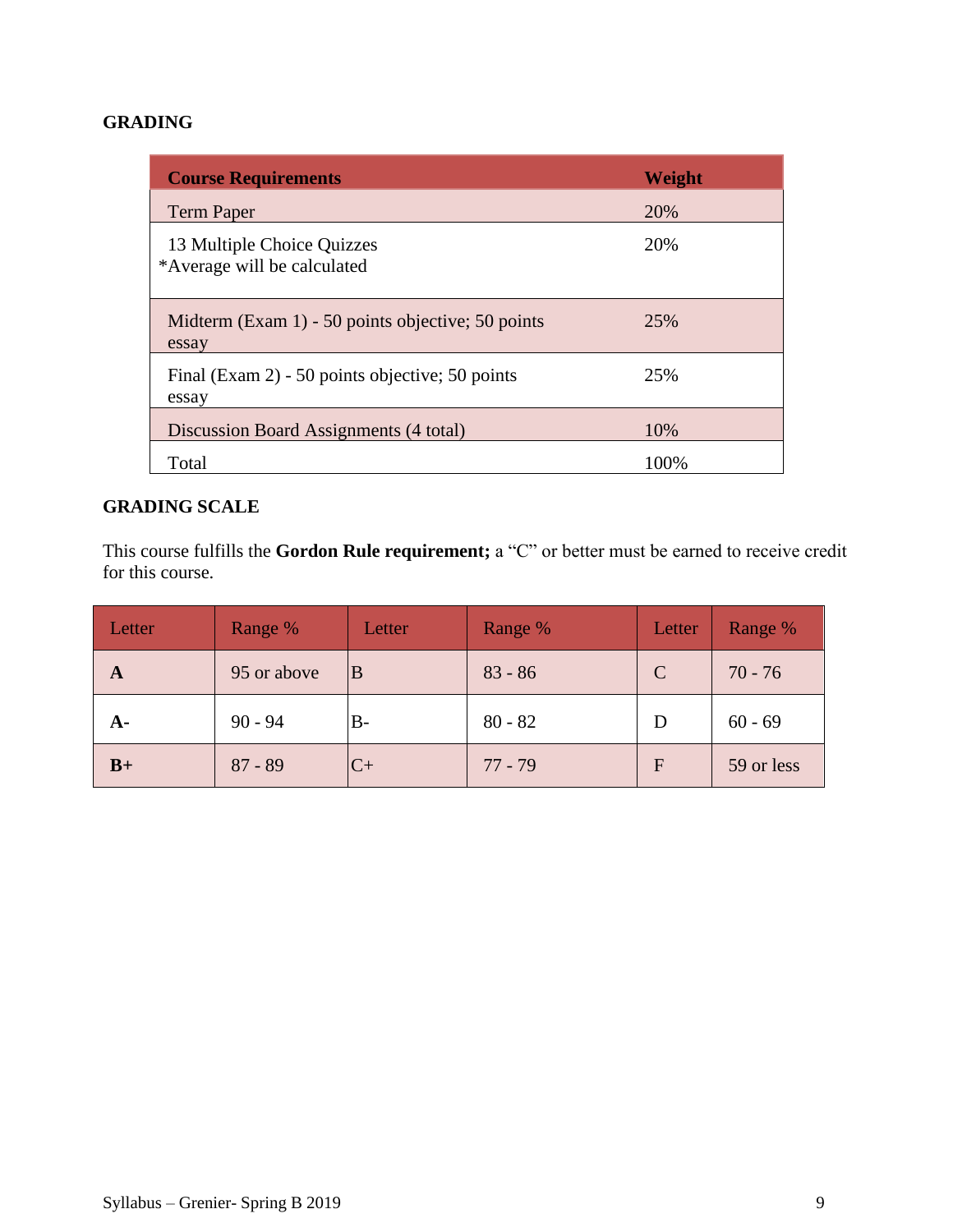**GRADING**

| Course Requirements | Weight |
|---|---|
| Term Paper | 20% |
| 13 Multiple Choice Quizzes *Average will be calculated | 20% |
| Midterm (Exam 1) - 50 points objective; 50 points essay | 25% |
| Final (Exam 2) - 50 points objective; 50 points essay | 25% |
| Discussion Board Assignments (4 total) | 10% |
| Total | 100% |

**GRADING SCALE**

This course fulfills the **Gordon Rule requirement;** a "C" or better must be earned to receive credit for this course.

| Letter | Range % | Letter | Range % | Letter | Range % |
|---|---|---|---|---|---|
| **A** | 95 or above | B | 83 - 86 | C | 70 - 76 |
| **A-** | 90 - 94 | B- | 80 - 82 | D | 60 - 69 |
| **B+** | 87 - 89 | C+ | 77 - 79 | F | 59 or less |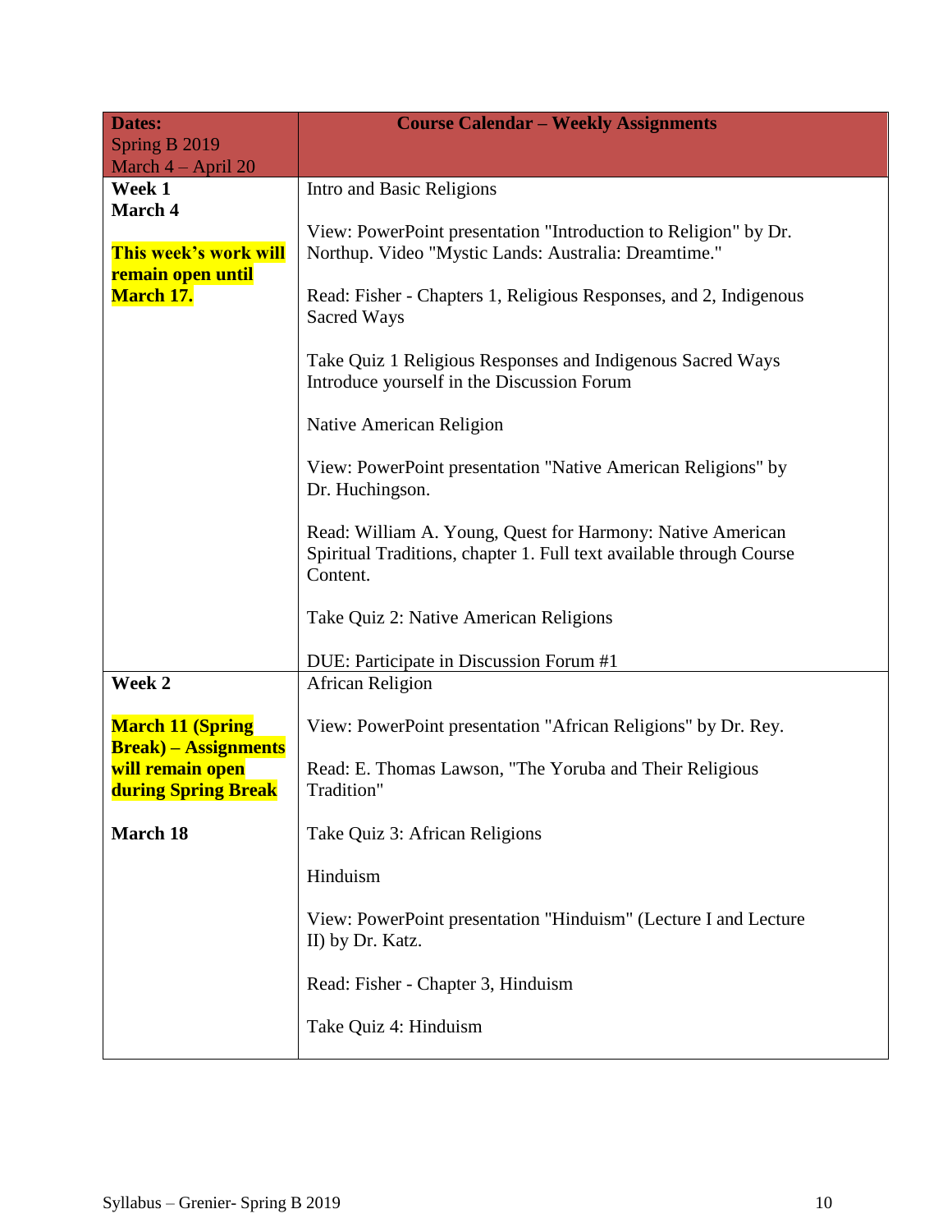| **Dates:** Spring B 2019 March 4 – April 20 | **Course Calendar – Weekly Assignments** |
| --- | --- |
| **Week 1** **March 4** **This week's work will remain open until March 17.** | Intro and Basic Religions<br><br>View: PowerPoint presentation "Introduction to Religion" by Dr. Northup. Video "Mystic Lands: Australia: Dreamtime."<br><br>Read: Fisher - Chapters 1, Religious Responses, and 2, Indigenous Sacred Ways<br><br>Take Quiz 1 Religious Responses and Indigenous Sacred Ways<br>Introduce yourself in the Discussion Forum<br><br>Native American Religion<br><br>View: PowerPoint presentation "Native American Religions" by Dr. Huchingson.<br><br>Read: William A. Young, Quest for Harmony: Native American Spiritual Traditions, chapter 1. Full text available through Course Content.<br><br>Take Quiz 2: Native American Religions<br><br>DUE: Participate in Discussion Forum #1 |
| **Week 2** **March 11 (Spring Break) – Assignments will remain open during Spring Break** **March 18** | African Religion<br><br>View: PowerPoint presentation "African Religions" by Dr. Rey.<br><br>Read: E. Thomas Lawson, "The Yoruba and Their Religious Tradition"<br><br>Take Quiz 3: African Religions<br><br>Hinduism<br><br>View: PowerPoint presentation "Hinduism" (Lecture I and Lecture II) by Dr. Katz.<br><br>Read: Fisher - Chapter 3, Hinduism<br><br>Take Quiz 4: Hinduism |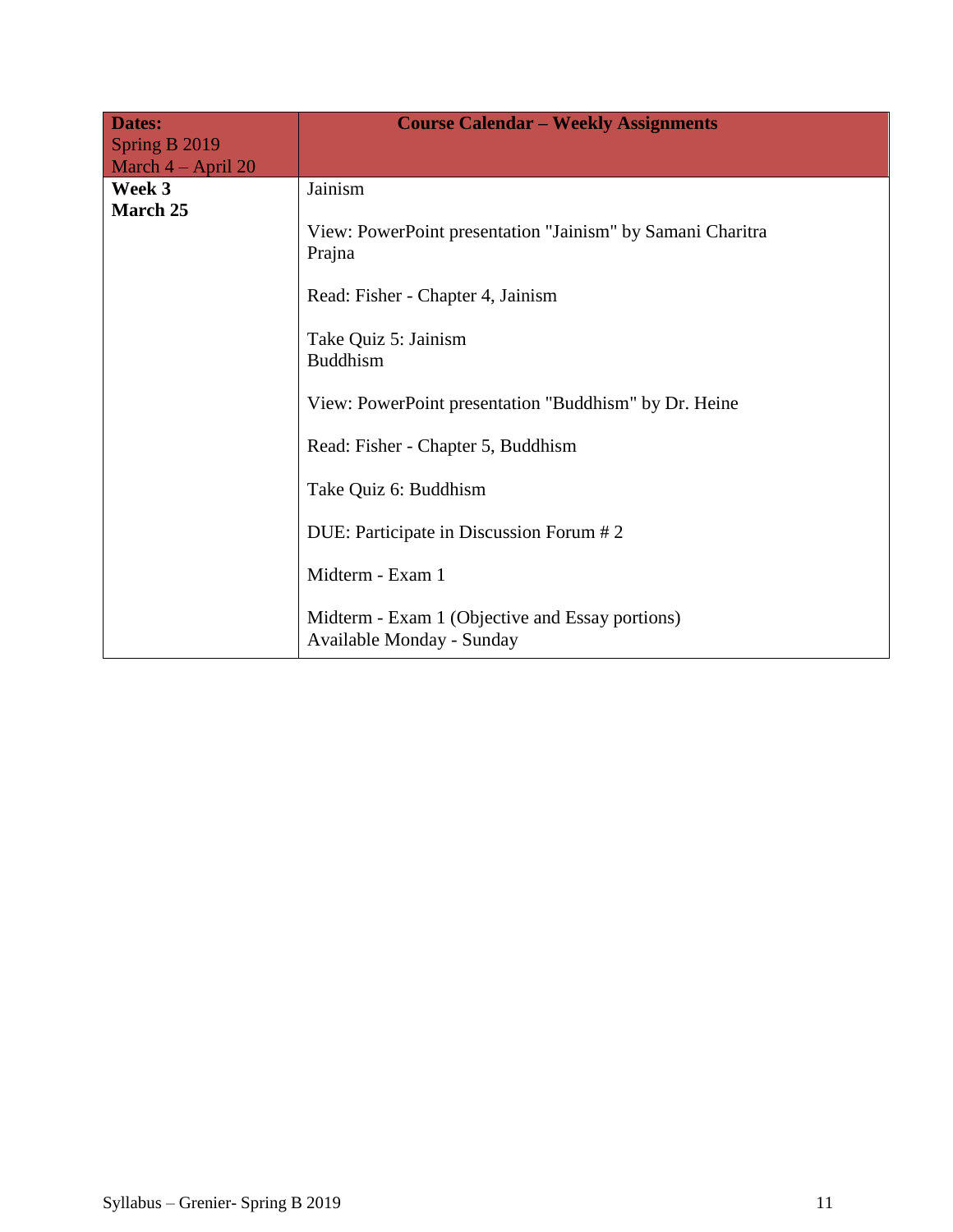| **Dates:**<br>Spring B 2019<br>March 4 – April 20 | **Course Calendar – Weekly Assignments** |
|---|---|
| **Week 3**<br>**March 25** | Jainism<br><br>View: PowerPoint presentation "Jainism" by Samani Charitra Prajna<br><br>Read: Fisher - Chapter 4, Jainism<br><br>Take Quiz 5: Jainism<br>Buddhism<br><br>View: PowerPoint presentation "Buddhism" by Dr. Heine<br><br>Read: Fisher - Chapter 5, Buddhism<br><br>Take Quiz 6: Buddhism<br><br>DUE: Participate in Discussion Forum # 2<br><br>Midterm - Exam 1<br><br>Midterm - Exam 1 (Objective and Essay portions)<br>Available Monday - Sunday |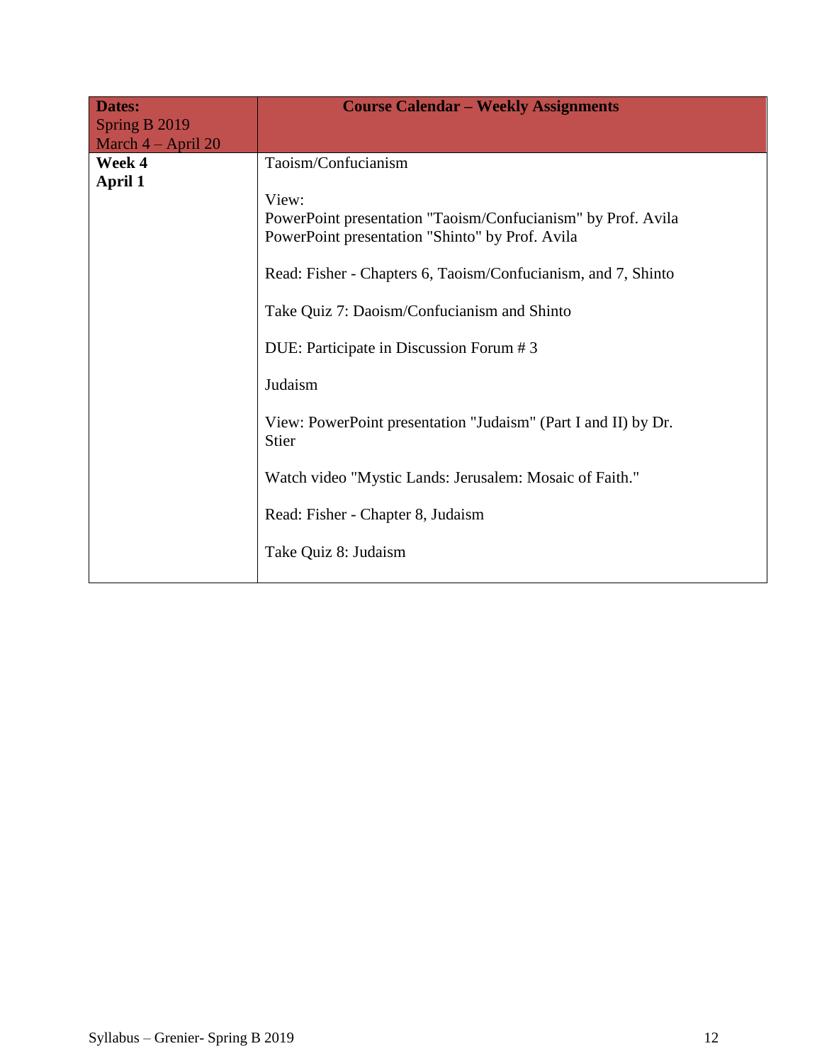| **Dates:** Spring B 2019 March 4 – April 20 | **Course Calendar – Weekly Assignments** |
|---|---|
| **Week 4** **April 1** | Taoism/Confucianism<br><br>View:<br>PowerPoint presentation "Taoism/Confucianism" by Prof. Avila<br>PowerPoint presentation "Shinto" by Prof. Avila<br><br>Read: Fisher - Chapters 6, Taoism/Confucianism, and 7, Shinto<br><br>Take Quiz 7: Daoism/Confucianism and Shinto<br><br>DUE: Participate in Discussion Forum # 3<br><br>Judaism<br><br>View: PowerPoint presentation "Judaism" (Part I and II) by Dr. Stier<br><br>Watch video "Mystic Lands: Jerusalem: Mosaic of Faith."<br><br>Read: Fisher - Chapter 8, Judaism<br><br>Take Quiz 8: Judaism |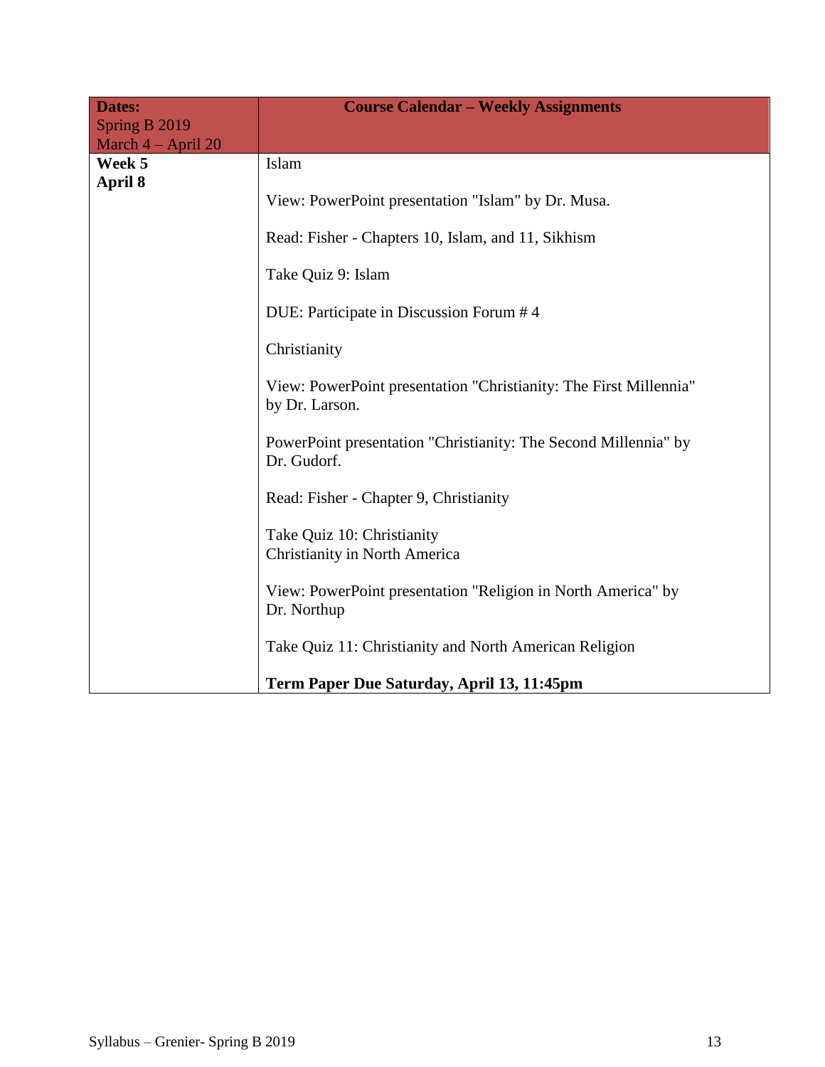| **Dates:** Spring B 2019 March 4 – April 20 | **Course Calendar – Weekly Assignments** |
|---|---|
| **Week 5** **April 8** | Islam<br><br>View: PowerPoint presentation "Islam" by Dr. Musa.<br><br>Read: Fisher - Chapters 10, Islam, and 11, Sikhism<br><br>Take Quiz 9: Islam<br><br>DUE: Participate in Discussion Forum # 4<br><br>Christianity<br><br>View: PowerPoint presentation "Christianity: The First Millennia" by Dr. Larson.<br><br>PowerPoint presentation "Christianity: The Second Millennia" by Dr. Gudorf.<br><br>Read: Fisher - Chapter 9, Christianity<br><br>Take Quiz 10: Christianity<br>Christianity in North America<br><br>View: PowerPoint presentation "Religion in North America" by Dr. Northup<br><br>Take Quiz 11: Christianity and North American Religion<br><br>**Term Paper Due Saturday, April 13, 11:45pm** |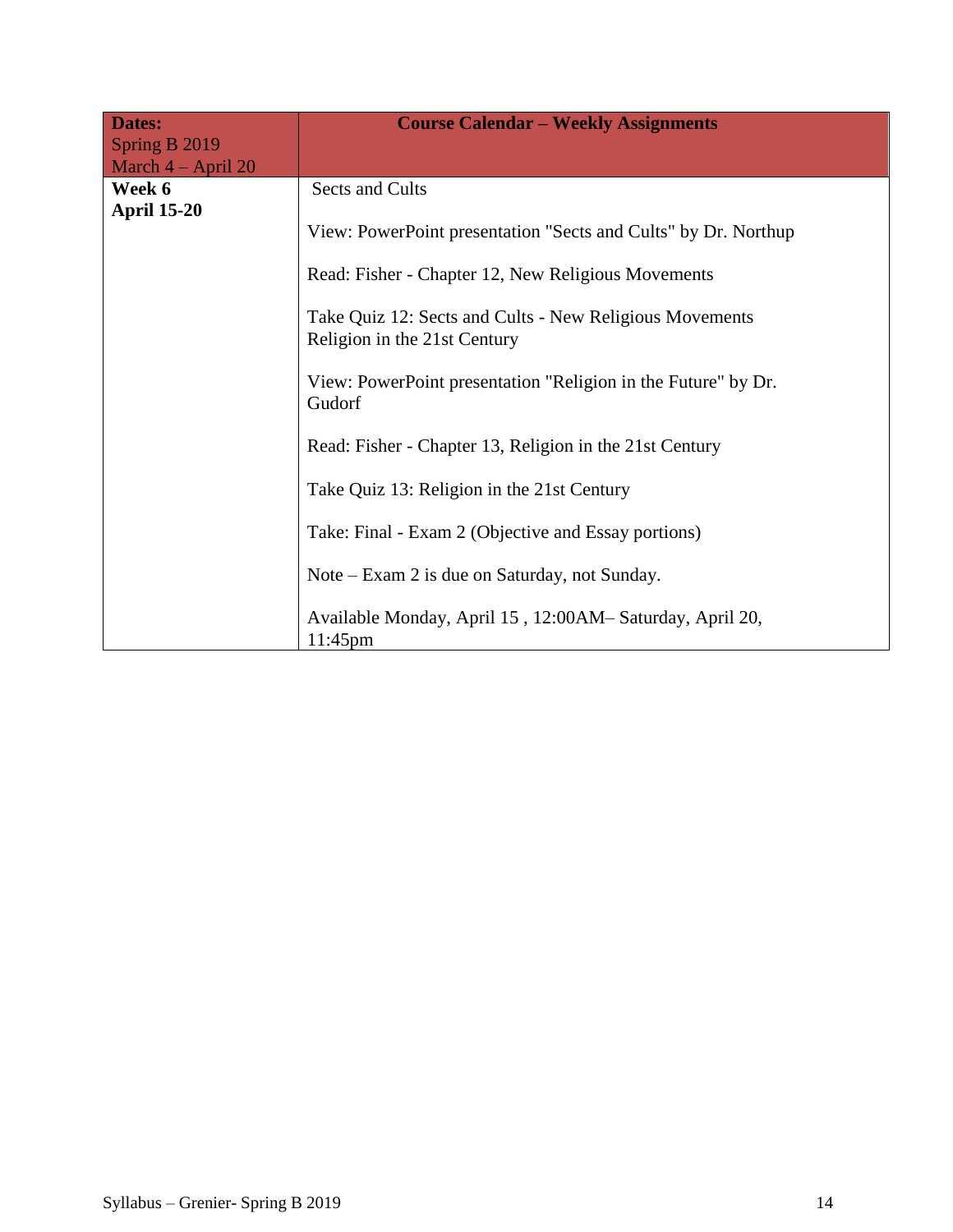| Dates:<br>Spring B 2019<br>March 4 – April 20 | Course Calendar – Weekly Assignments |
| --- | --- |
| **Week 6**<br>**April 15-20** | Sects and Cults<br><br>View: PowerPoint presentation "Sects and Cults" by Dr. Northup<br><br>Read: Fisher - Chapter 12, New Religious Movements<br><br>Take Quiz 12: Sects and Cults - New Religious Movements<br>Religion in the 21st Century<br><br>View: PowerPoint presentation "Religion in the Future" by Dr. Gudorf<br><br>Read: Fisher - Chapter 13, Religion in the 21st Century<br><br>Take Quiz 13: Religion in the 21st Century<br><br>Take: Final - Exam 2 (Objective and Essay portions)<br><br>Note – Exam 2 is due on Saturday, not Sunday.<br><br>Available Monday, April 15 , 12:00AM– Saturday, April 20, 11:45pm |